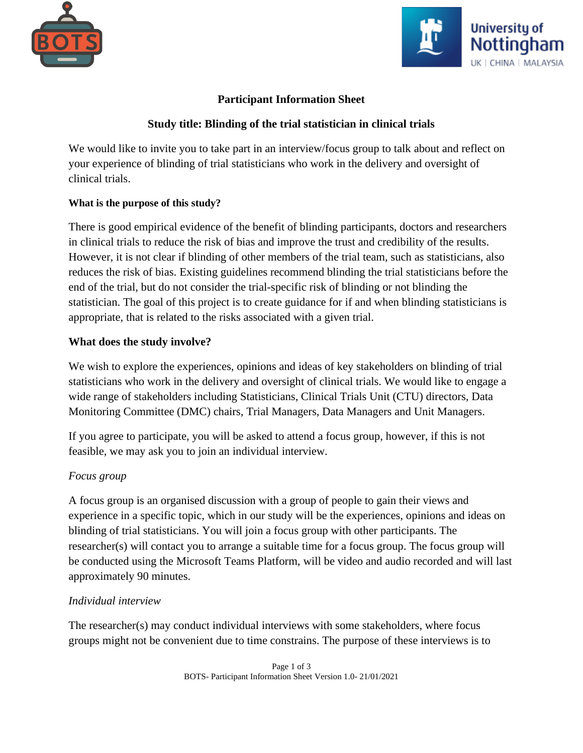## Participant Information Sheet

## Study title: Blinding of the trial statistician in clinical trials

We would like to invite you to take part in an interview/focus group to talk about and reflect on your experience of blinding of trial statisticians who work in the delivery and oversight of clinical trials.

**What is the purpose of this study?**

There is good empirical evidence of the benefit of blinding participants, doctors and researchers in clinical trials to reduce the risk of bias and improve the trust and credibility of the results. However, it is not clear if blinding of other members of the trial team, such as statisticians, also reduces the risk of bias. Existing guidelines recommend blinding the trial statisticians before the end of the trial, but do not consider the trial-specific risk of blinding or not blinding the statistician. The goal of this project is to create guidance for if and when blinding statisticians is appropriate, that is related to the risks associated with a given trial.

### What does the study involve?

We wish to explore the experiences, opinions and ideas of key stakeholders on blinding of trial statisticians who work in the delivery and oversight of clinical trials. We would like to engage a wide range of stakeholders including Statisticians, Clinical Trials Unit (CTU) directors, Data Monitoring Committee (DMC) chairs, Trial Managers, Data Managers and Unit Managers.

If you agree to participate, you will be asked to attend a focus group, however, if this is not feasible, we may ask you to join an individual interview.

*Focus group*

A focus group is an organised discussion with a group of people to gain their views and experience in a specific topic, which in our study will be the experiences, opinions and ideas on blinding of trial statisticians. You will join a focus group with other participants. The researcher(s) will contact you to arrange a suitable time for a focus group. The focus group will be conducted using the Microsoft Teams Platform, will be video and audio recorded and will last approximately 90 minutes.

*Individual interview*

The researcher(s) may conduct individual interviews with some stakeholders, where focus groups might not be convenient due to time constrains. The purpose of these interviews is to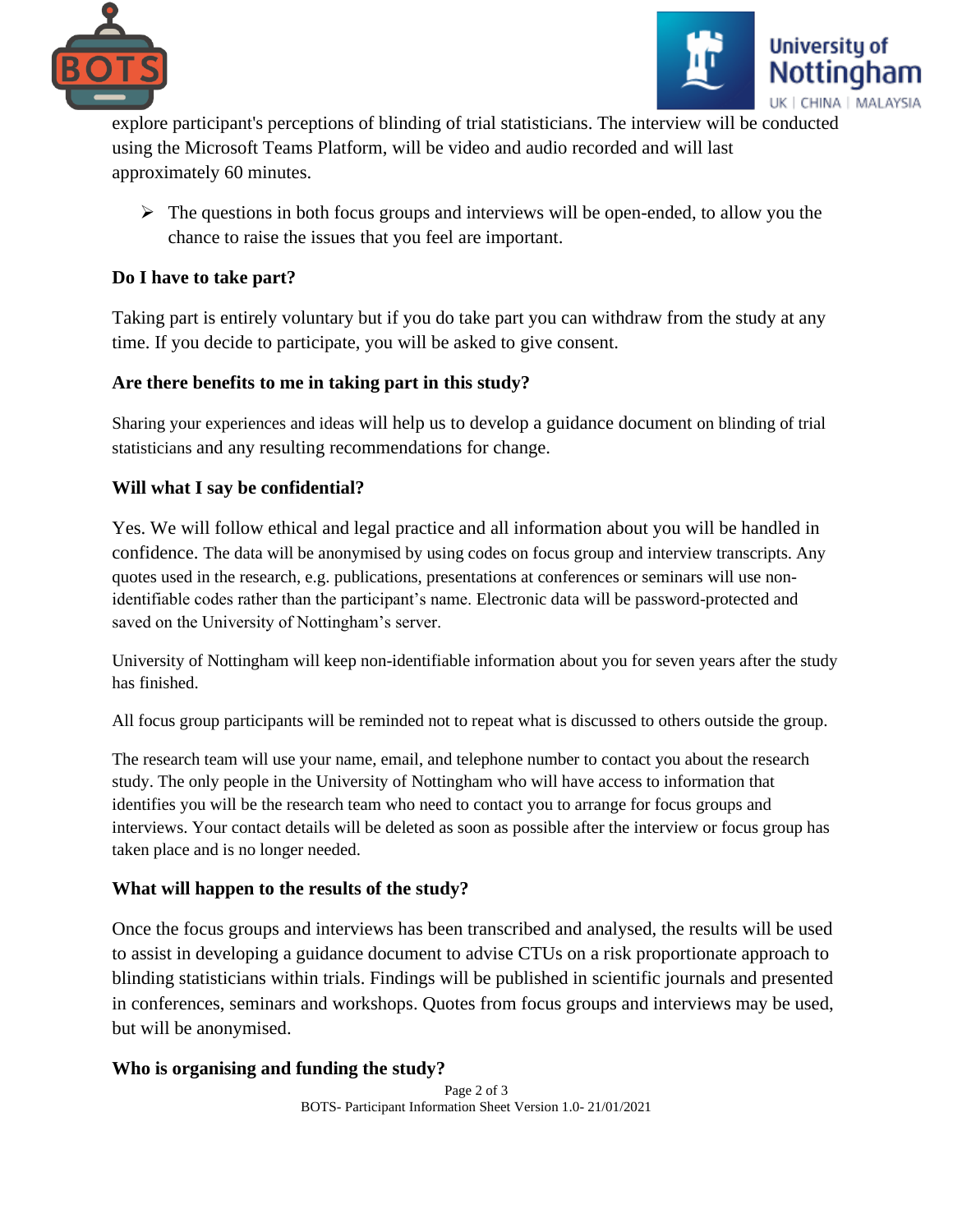explore participant's perceptions of blinding of trial statisticians. The interview will be conducted using the Microsoft Teams Platform, will be video and audio recorded and will last approximately 60 minutes.

- The questions in both focus groups and interviews will be open-ended, to allow you the chance to raise the issues that you feel are important.

**Do I have to take part?**

Taking part is entirely voluntary but if you do take part you can withdraw from the study at any time. If you decide to participate, you will be asked to give consent.

**Are there benefits to me in taking part in this study?**

Sharing your experiences and ideas will help us to develop a guidance document on blinding of trial statisticians and any resulting recommendations for change.

**Will what I say be confidential?**

Yes. We will follow ethical and legal practice and all information about you will be handled in confidence. The data will be anonymised by using codes on focus group and interview transcripts. Any quotes used in the research, e.g. publications, presentations at conferences or seminars will use non-identifiable codes rather than the participant's name. Electronic data will be password-protected and saved on the University of Nottingham's server.

University of Nottingham will keep non-identifiable information about you for seven years after the study has finished.

All focus group participants will be reminded not to repeat what is discussed to others outside the group.

The research team will use your name, email, and telephone number to contact you about the research study. The only people in the University of Nottingham who will have access to information that identifies you will be the research team who need to contact you to arrange for focus groups and interviews. Your contact details will be deleted as soon as possible after the interview or focus group has taken place and is no longer needed.

**What will happen to the results of the study?**

Once the focus groups and interviews has been transcribed and analysed, the results will be used to assist in developing a guidance document to advise CTUs on a risk proportionate approach to blinding statisticians within trials. Findings will be published in scientific journals and presented in conferences, seminars and workshops. Quotes from focus groups and interviews may be used, but will be anonymised.

**Who is organising and funding the study?**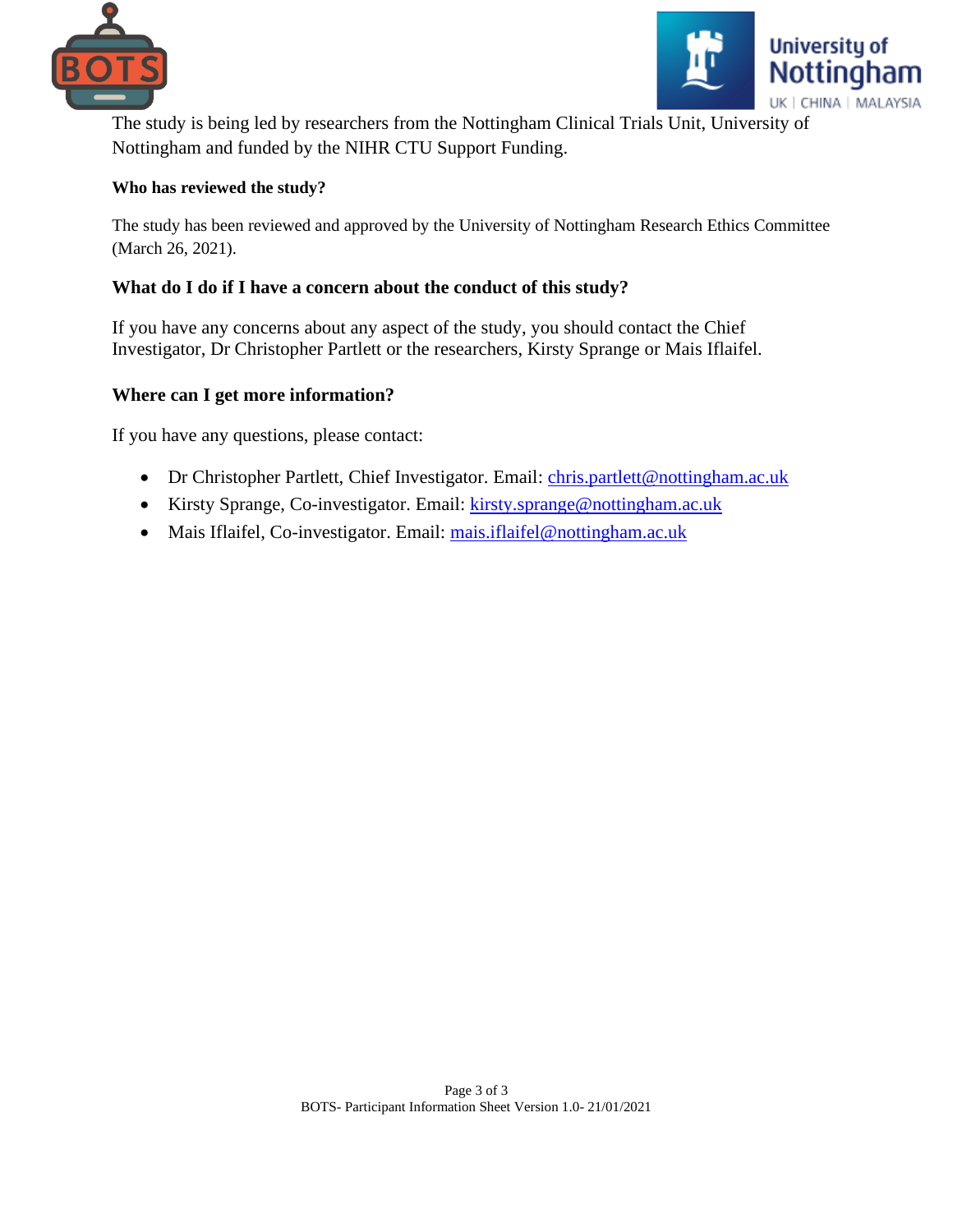The study is being led by researchers from the Nottingham Clinical Trials Unit, University of Nottingham and funded by the NIHR CTU Support Funding.

**Who has reviewed the study?**

The study has been reviewed and approved by the University of Nottingham Research Ethics Committee (March 26, 2021).

### What do I do if I have a concern about the conduct of this study?

If you have any concerns about any aspect of the study, you should contact the Chief Investigator, Dr Christopher Partlett or the researchers, Kirsty Sprange or Mais Iflaifel.

### Where can I get more information?

If you have any questions, please contact:

- Dr Christopher Partlett, Chief Investigator. Email: chris.partlett@nottingham.ac.uk
- Kirsty Sprange, Co-investigator. Email: kirsty.sprange@nottingham.ac.uk
- Mais Iflaifel, Co-investigator. Email: mais.iflaifel@nottingham.ac.uk